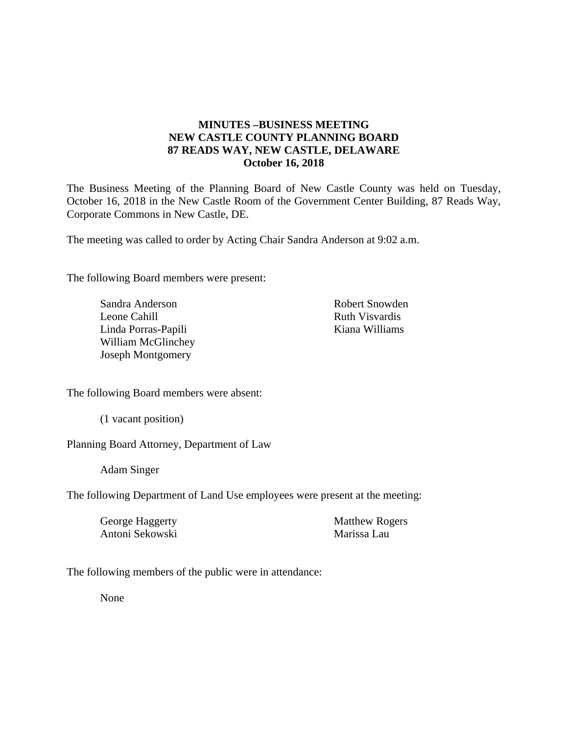**MINUTES –BUSINESS MEETING**
**NEW CASTLE COUNTY PLANNING BOARD**
**87 READS WAY, NEW CASTLE, DELAWARE**
**October 16, 2018**

The Business Meeting of the Planning Board of New Castle County was held on Tuesday, October 16, 2018 in the New Castle Room of the Government Center Building, 87 Reads Way, Corporate Commons in New Castle, DE.

The meeting was called to order by Acting Chair Sandra Anderson at 9:02 a.m.

The following Board members were present:

Sandra Anderson
Leone Cahill
Linda Porras-Papili
William McGlinchey
Joseph Montgomery
Robert Snowden
Ruth Visvardis
Kiana Williams

The following Board members were absent:

(1 vacant position)

Planning Board Attorney, Department of Law

Adam Singer

The following Department of Land Use employees were present at the meeting:

George Haggerty
Antoni Sekowski
Matthew Rogers
Marissa Lau

The following members of the public were in attendance:

None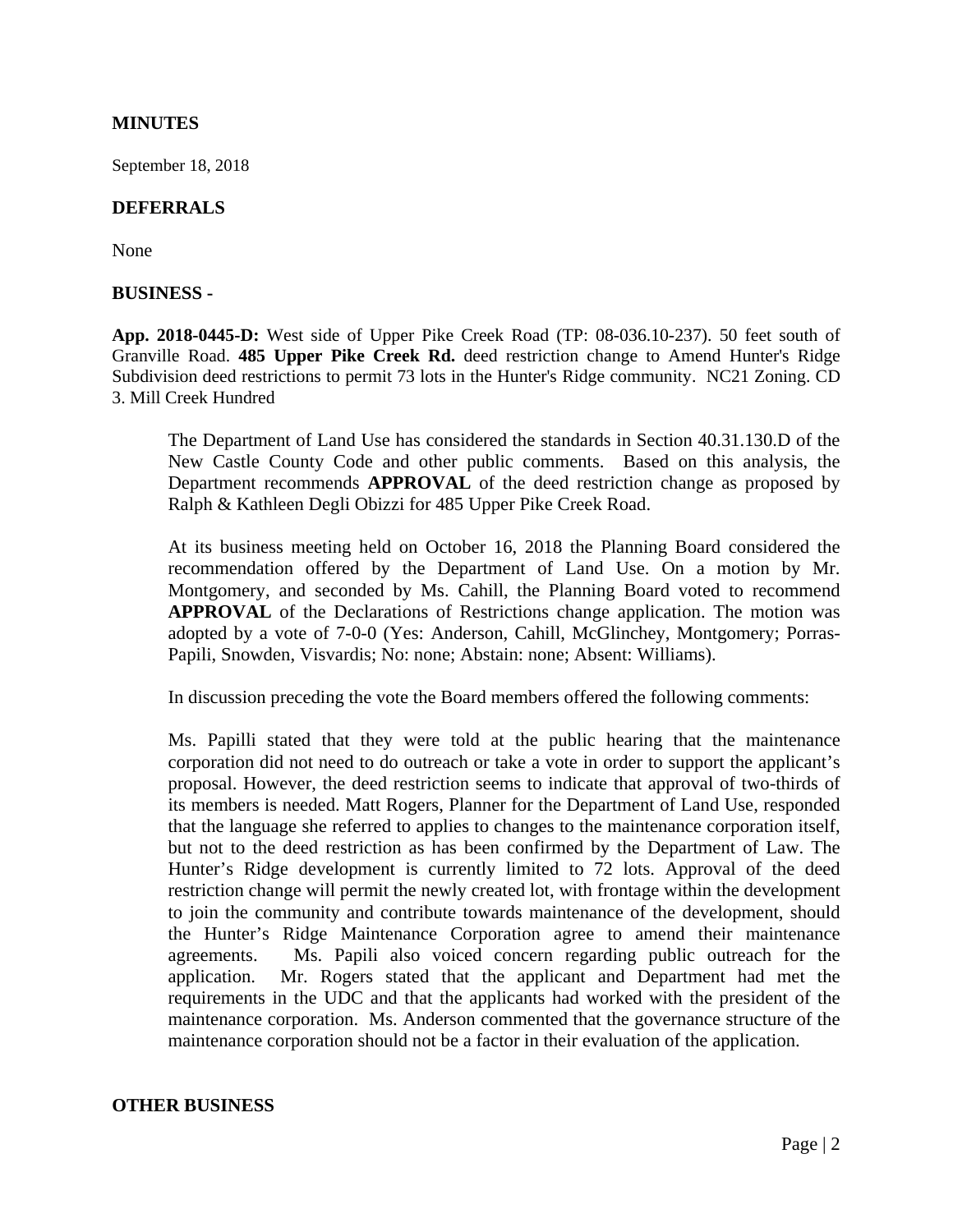**MINUTES**

September 18, 2018

**DEFERRALS**

None

**BUSINESS -**

**App. 2018-0445-D:** West side of Upper Pike Creek Road (TP: 08-036.10-237). 50 feet south of Granville Road. **485 Upper Pike Creek Rd.** deed restriction change to Amend Hunter's Ridge Subdivision deed restrictions to permit 73 lots in the Hunter's Ridge community. NC21 Zoning. CD 3. Mill Creek Hundred

> The Department of Land Use has considered the standards in Section 40.31.130.D of the New Castle County Code and other public comments. Based on this analysis, the Department recommends **APPROVAL** of the deed restriction change as proposed by Ralph & Kathleen Degli Obizzi for 485 Upper Pike Creek Road.
>
> At its business meeting held on October 16, 2018 the Planning Board considered the recommendation offered by the Department of Land Use. On a motion by Mr. Montgomery, and seconded by Ms. Cahill, the Planning Board voted to recommend **APPROVAL** of the Declarations of Restrictions change application. The motion was adopted by a vote of 7-0-0 (Yes: Anderson, Cahill, McGlinchey, Montgomery; Porras-Papili, Snowden, Visvardis; No: none; Abstain: none; Absent: Williams).
>
> In discussion preceding the vote the Board members offered the following comments:
>
> Ms. Papilli stated that they were told at the public hearing that the maintenance corporation did not need to do outreach or take a vote in order to support the applicant's proposal. However, the deed restriction seems to indicate that approval of two-thirds of its members is needed. Matt Rogers, Planner for the Department of Land Use, responded that the language she referred to applies to changes to the maintenance corporation itself, but not to the deed restriction as has been confirmed by the Department of Law. The Hunter's Ridge development is currently limited to 72 lots. Approval of the deed restriction change will permit the newly created lot, with frontage within the development to join the community and contribute towards maintenance of the development, should the Hunter's Ridge Maintenance Corporation agree to amend their maintenance agreements. Ms. Papili also voiced concern regarding public outreach for the application. Mr. Rogers stated that the applicant and Department had met the requirements in the UDC and that the applicants had worked with the president of the maintenance corporation. Ms. Anderson commented that the governance structure of the maintenance corporation should not be a factor in their evaluation of the application.

**OTHER BUSINESS**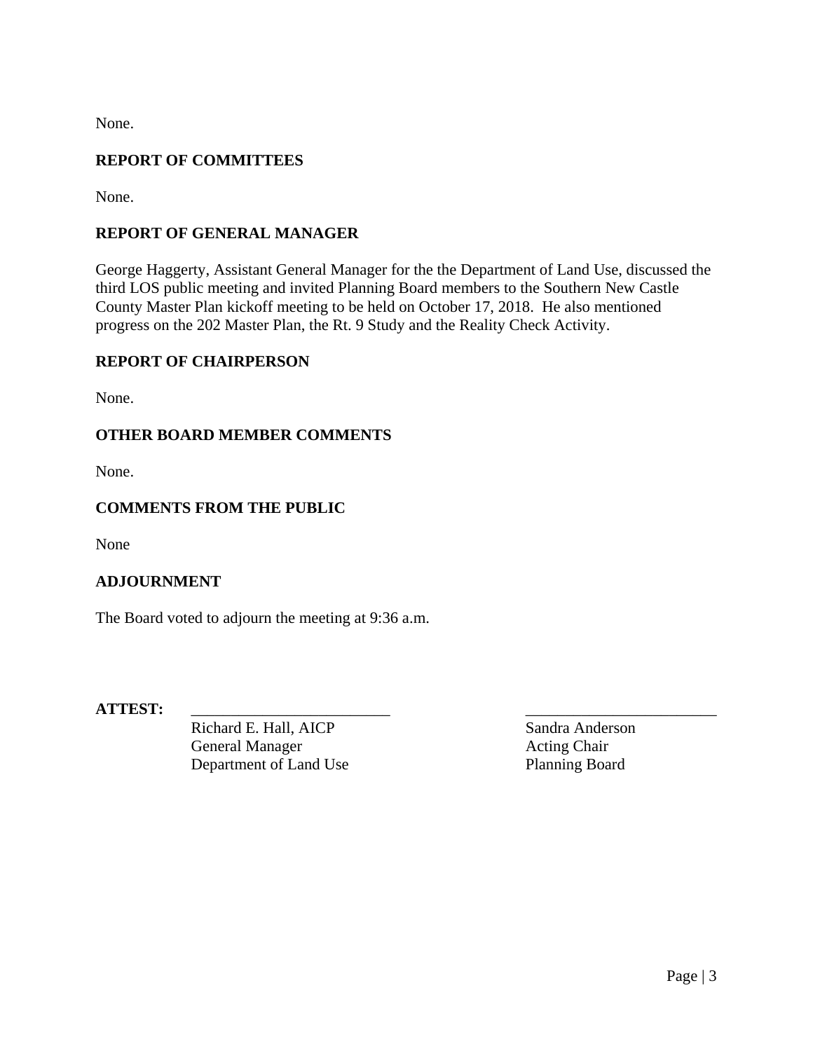None.

**REPORT OF COMMITTEES**

None.

**REPORT OF GENERAL MANAGER**

George Haggerty, Assistant General Manager for the the Department of Land Use, discussed the third LOS public meeting and invited Planning Board members to the Southern New Castle County Master Plan kickoff meeting to be held on October 17, 2018. He also mentioned progress on the 202 Master Plan, the Rt. 9 Study and the Reality Check Activity.

**REPORT OF CHAIRPERSON**

None.

**OTHER BOARD MEMBER COMMENTS**

None.

**COMMENTS FROM THE PUBLIC**

None

**ADJOURNMENT**

The Board voted to adjourn the meeting at 9:36 a.m.

**ATTEST:** \_\_\_\_\_\_\_\_\_\_\_\_\_\_\_\_\_\_\_\_\_\_\_\_\_ \_\_\_\_\_\_\_\_\_\_\_\_\_\_\_\_\_\_\_\_\_\_\_\_\_

Richard E. Hall, AICP
General Manager
Department of Land Use

Sandra Anderson
Acting Chair
Planning Board